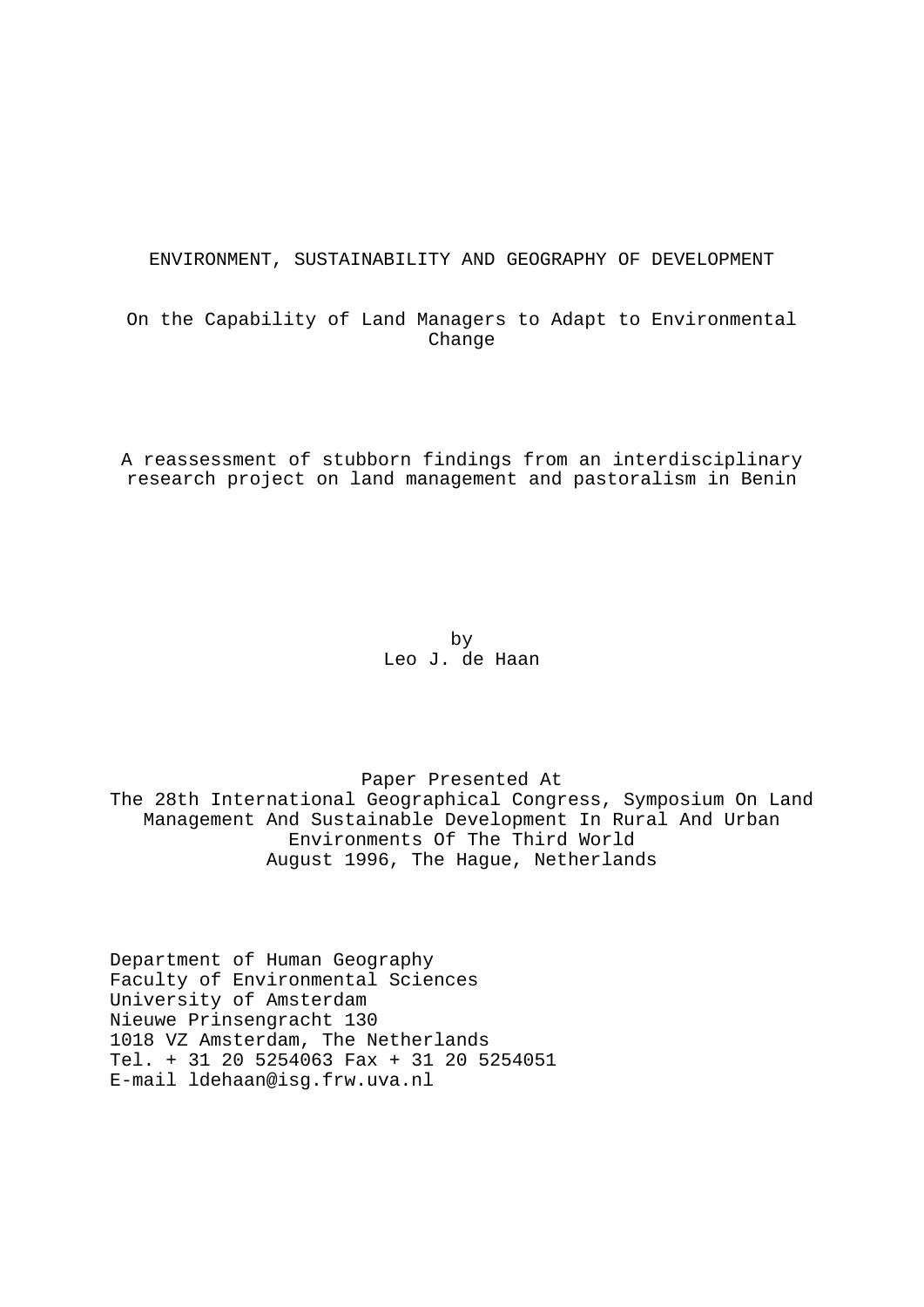# ENVIRONMENT, SUSTAINABILITY AND GEOGRAPHY OF DEVELOPMENT

## On the Capability of Land Managers to Adapt to Environmental Change

A reassessment of stubborn findings from an interdisciplinary research project on land management and pastoralism in Benin

by
Leo J. de Haan

Paper Presented At
The 28th International Geographical Congress, Symposium On Land Management And Sustainable Development In Rural And Urban Environments Of The Third World
August 1996, The Hague, Netherlands

Department of Human Geography
Faculty of Environmental Sciences
University of Amsterdam
Nieuwe Prinsengracht 130
1018 VZ Amsterdam, The Netherlands
Tel. + 31 20 5254063 Fax + 31 20 5254051
E-mail ldehaan@isg.frw.uva.nl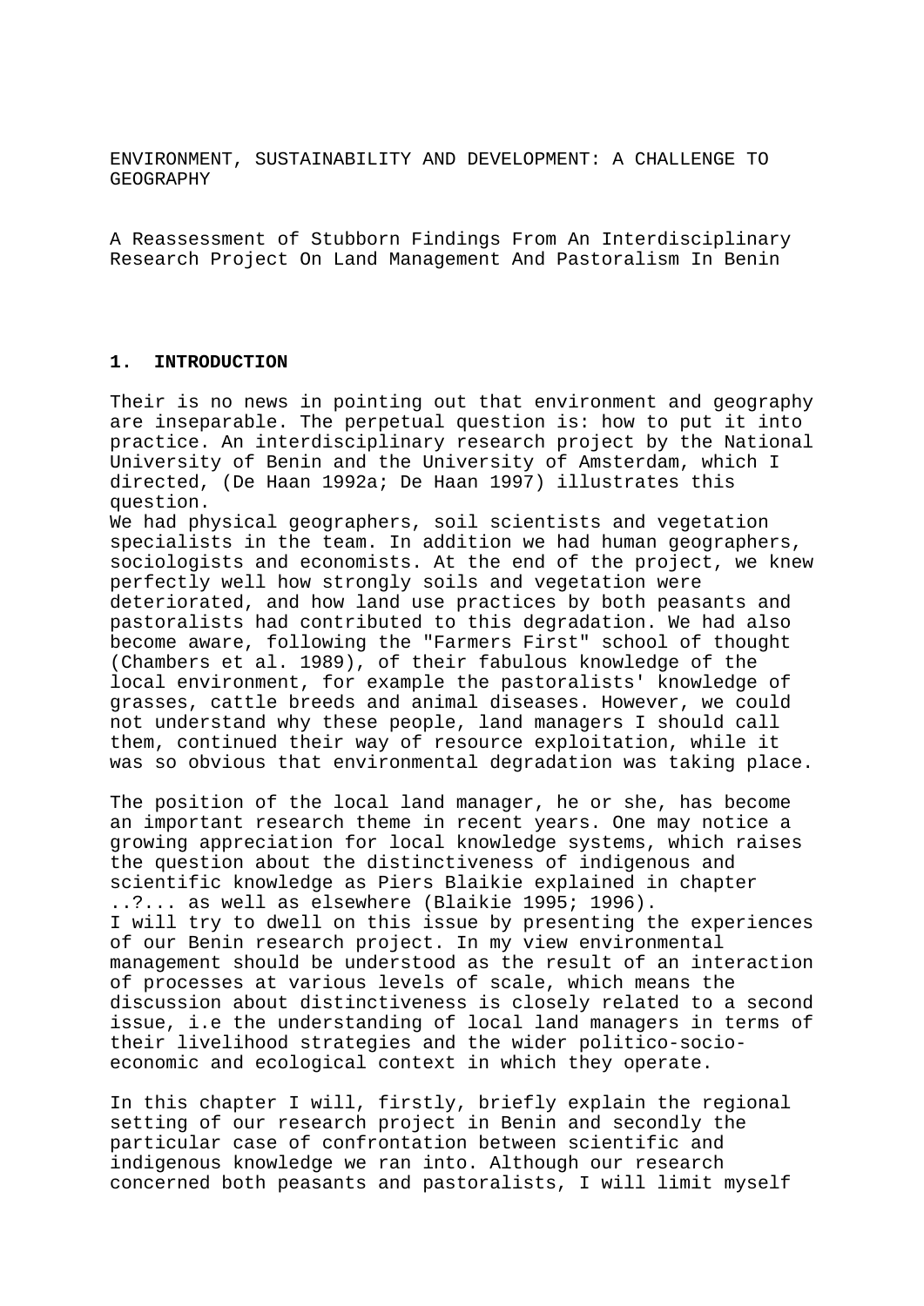ENVIRONMENT, SUSTAINABILITY AND DEVELOPMENT: A CHALLENGE TO GEOGRAPHY

A Reassessment of Stubborn Findings From An Interdisciplinary Research Project On Land Management And Pastoralism In Benin

## 1. INTRODUCTION

Their is no news in pointing out that environment and geography are inseparable. The perpetual question is: how to put it into practice. An interdisciplinary research project by the National University of Benin and the University of Amsterdam, which I directed, (De Haan 1992a; De Haan 1997) illustrates this question.
We had physical geographers, soil scientists and vegetation specialists in the team. In addition we had human geographers, sociologists and economists. At the end of the project, we knew perfectly well how strongly soils and vegetation were deteriorated, and how land use practices by both peasants and pastoralists had contributed to this degradation. We had also become aware, following the "Farmers First" school of thought (Chambers et al. 1989), of their fabulous knowledge of the local environment, for example the pastoralists' knowledge of grasses, cattle breeds and animal diseases. However, we could not understand why these people, land managers I should call them, continued their way of resource exploitation, while it was so obvious that environmental degradation was taking place.

The position of the local land manager, he or she, has become an important research theme in recent years. One may notice a growing appreciation for local knowledge systems, which raises the question about the distinctiveness of indigenous and scientific knowledge as Piers Blaikie explained in chapter ..?... as well as elsewhere (Blaikie 1995; 1996).
I will try to dwell on this issue by presenting the experiences of our Benin research project. In my view environmental management should be understood as the result of an interaction of processes at various levels of scale, which means the discussion about distinctiveness is closely related to a second issue, i.e the understanding of local land managers in terms of their livelihood strategies and the wider politico-socio-economic and ecological context in which they operate.

In this chapter I will, firstly, briefly explain the regional setting of our research project in Benin and secondly the particular case of confrontation between scientific and indigenous knowledge we ran into. Although our research concerned both peasants and pastoralists, I will limit myself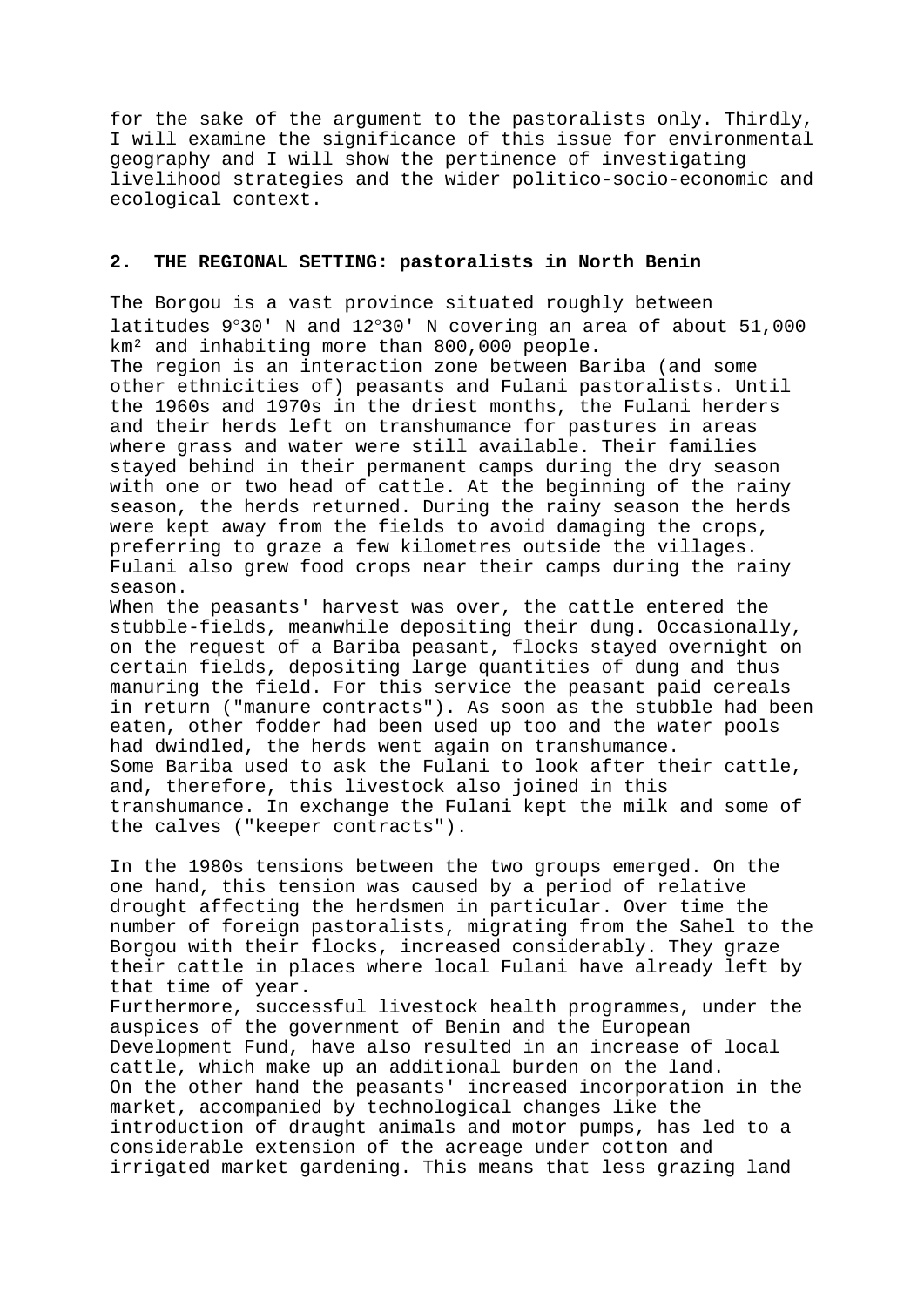for the sake of the argument to the pastoralists only. Thirdly, I will examine the significance of this issue for environmental geography and I will show the pertinence of investigating livelihood strategies and the wider politico-socio-economic and ecological context.

## 2. THE REGIONAL SETTING: pastoralists in North Benin

The Borgou is a vast province situated roughly between latitudes 9°30' N and 12°30' N covering an area of about 51,000 $km^2$ and inhabiting more than 800,000 people.
The region is an interaction zone between Bariba (and some other ethnicities of) peasants and Fulani pastoralists. Until the 1960s and 1970s in the driest months, the Fulani herders and their herds left on transhumance for pastures in areas where grass and water were still available. Their families stayed behind in their permanent camps during the dry season with one or two head of cattle. At the beginning of the rainy season, the herds returned. During the rainy season the herds were kept away from the fields to avoid damaging the crops, preferring to graze a few kilometres outside the villages. Fulani also grew food crops near their camps during the rainy season.
When the peasants' harvest was over, the cattle entered the stubble-fields, meanwhile depositing their dung. Occasionally, on the request of a Bariba peasant, flocks stayed overnight on certain fields, depositing large quantities of dung and thus manuring the field. For this service the peasant paid cereals in return ("manure contracts"). As soon as the stubble had been eaten, other fodder had been used up too and the water pools had dwindled, the herds went again on transhumance.
Some Bariba used to ask the Fulani to look after their cattle, and, therefore, this livestock also joined in this transhumance. In exchange the Fulani kept the milk and some of the calves ("keeper contracts").

In the 1980s tensions between the two groups emerged. On the one hand, this tension was caused by a period of relative drought affecting the herdsmen in particular. Over time the number of foreign pastoralists, migrating from the Sahel to the Borgou with their flocks, increased considerably. They graze their cattle in places where local Fulani have already left by that time of year.
Furthermore, successful livestock health programmes, under the auspices of the government of Benin and the European Development Fund, have also resulted in an increase of local cattle, which make up an additional burden on the land.
On the other hand the peasants' increased incorporation in the market, accompanied by technological changes like the introduction of draught animals and motor pumps, has led to a considerable extension of the acreage under cotton and irrigated market gardening. This means that less grazing land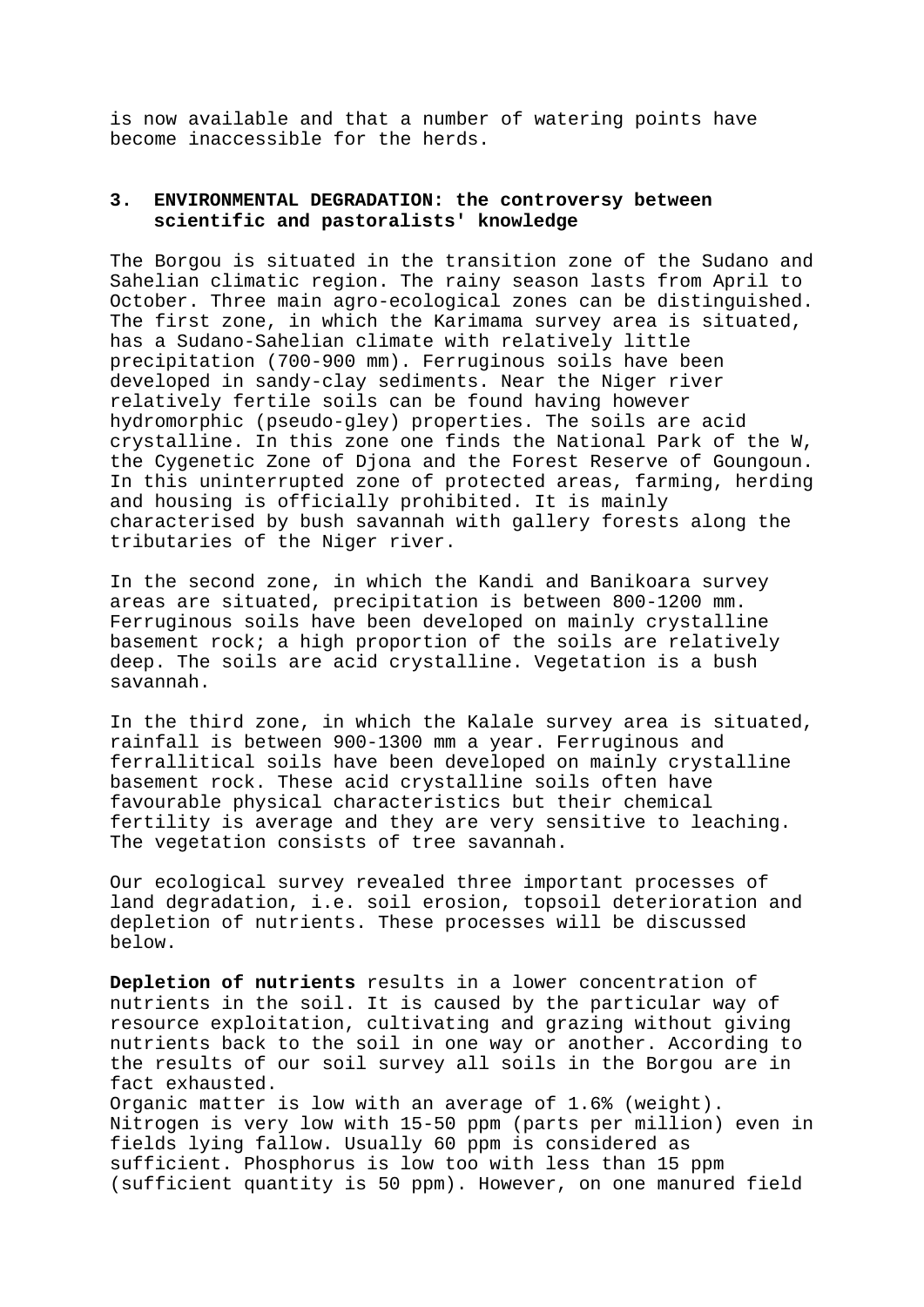is now available and that a number of watering points have become inaccessible for the herds.

## 3. ENVIRONMENTAL DEGRADATION: the controversy between scientific and pastoralists' knowledge

The Borgou is situated in the transition zone of the Sudano and Sahelian climatic region. The rainy season lasts from April to October. Three main agro-ecological zones can be distinguished. The first zone, in which the Karimama survey area is situated, has a Sudano-Sahelian climate with relatively little precipitation (700-900 mm). Ferruginous soils have been developed in sandy-clay sediments. Near the Niger river relatively fertile soils can be found having however hydromorphic (pseudo-gley) properties. The soils are acid crystalline. In this zone one finds the National Park of the W, the Cygenetic Zone of Djona and the Forest Reserve of Goungoun. In this uninterrupted zone of protected areas, farming, herding and housing is officially prohibited. It is mainly characterised by bush savannah with gallery forests along the tributaries of the Niger river.

In the second zone, in which the Kandi and Banikoara survey areas are situated, precipitation is between 800-1200 mm. Ferruginous soils have been developed on mainly crystalline basement rock; a high proportion of the soils are relatively deep. The soils are acid crystalline. Vegetation is a bush savannah.

In the third zone, in which the Kalale survey area is situated, rainfall is between 900-1300 mm a year. Ferruginous and ferrallitical soils have been developed on mainly crystalline basement rock. These acid crystalline soils often have favourable physical characteristics but their chemical fertility is average and they are very sensitive to leaching. The vegetation consists of tree savannah.

Our ecological survey revealed three important processes of land degradation, i.e. soil erosion, topsoil deterioration and depletion of nutrients. These processes will be discussed below.

**Depletion of nutrients** results in a lower concentration of nutrients in the soil. It is caused by the particular way of resource exploitation, cultivating and grazing without giving nutrients back to the soil in one way or another. According to the results of our soil survey all soils in the Borgou are in fact exhausted.
Organic matter is low with an average of 1.6% (weight). Nitrogen is very low with 15-50 ppm (parts per million) even in fields lying fallow. Usually 60 ppm is considered as sufficient. Phosphorus is low too with less than 15 ppm (sufficient quantity is 50 ppm). However, on one manured field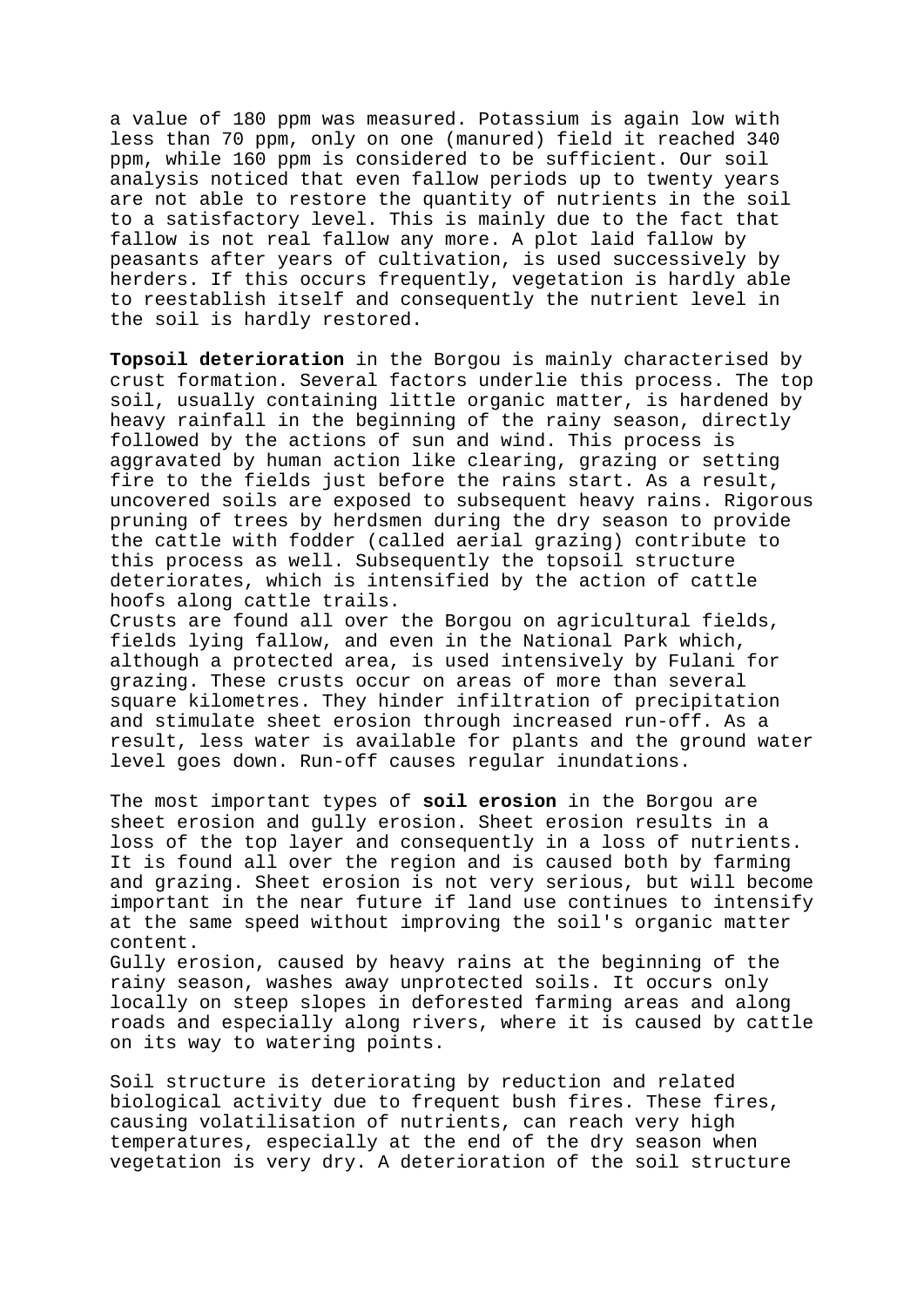a value of 180 ppm was measured. Potassium is again low with less than 70 ppm, only on one (manured) field it reached 340 ppm, while 160 ppm is considered to be sufficient. Our soil analysis noticed that even fallow periods up to twenty years are not able to restore the quantity of nutrients in the soil to a satisfactory level. This is mainly due to the fact that fallow is not real fallow any more. A plot laid fallow by peasants after years of cultivation, is used successively by herders. If this occurs frequently, vegetation is hardly able to reestablish itself and consequently the nutrient level in the soil is hardly restored.

**Topsoil deterioration** in the Borgou is mainly characterised by crust formation. Several factors underlie this process. The top soil, usually containing little organic matter, is hardened by heavy rainfall in the beginning of the rainy season, directly followed by the actions of sun and wind. This process is aggravated by human action like clearing, grazing or setting fire to the fields just before the rains start. As a result, uncovered soils are exposed to subsequent heavy rains. Rigorous pruning of trees by herdsmen during the dry season to provide the cattle with fodder (called aerial grazing) contribute to this process as well. Subsequently the topsoil structure deteriorates, which is intensified by the action of cattle hoofs along cattle trails.
Crusts are found all over the Borgou on agricultural fields, fields lying fallow, and even in the National Park which, although a protected area, is used intensively by Fulani for grazing. These crusts occur on areas of more than several square kilometres. They hinder infiltration of precipitation and stimulate sheet erosion through increased run-off. As a result, less water is available for plants and the ground water level goes down. Run-off causes regular inundations.

The most important types of **soil erosion** in the Borgou are sheet erosion and gully erosion. Sheet erosion results in a loss of the top layer and consequently in a loss of nutrients. It is found all over the region and is caused both by farming and grazing. Sheet erosion is not very serious, but will become important in the near future if land use continues to intensify at the same speed without improving the soil's organic matter content.
Gully erosion, caused by heavy rains at the beginning of the rainy season, washes away unprotected soils. It occurs only locally on steep slopes in deforested farming areas and along roads and especially along rivers, where it is caused by cattle on its way to watering points.

Soil structure is deteriorating by reduction and related biological activity due to frequent bush fires. These fires, causing volatilisation of nutrients, can reach very high temperatures, especially at the end of the dry season when vegetation is very dry. A deterioration of the soil structure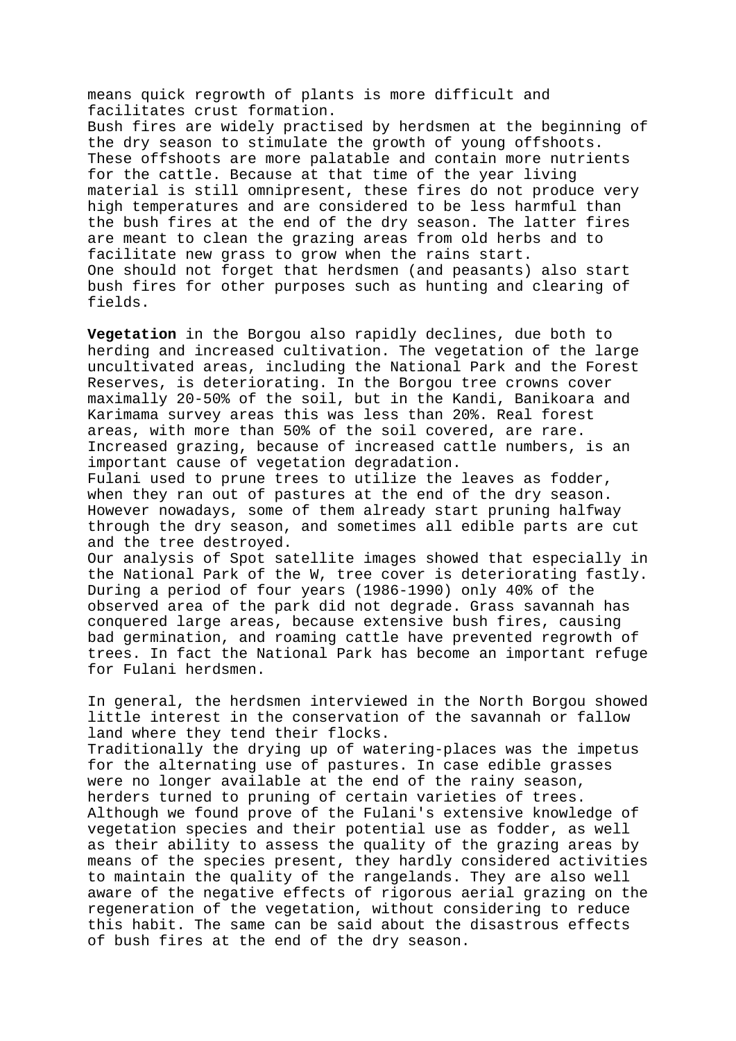means quick regrowth of plants is more difficult and facilitates crust formation.
Bush fires are widely practised by herdsmen at the beginning of the dry season to stimulate the growth of young offshoots. These offshoots are more palatable and contain more nutrients for the cattle. Because at that time of the year living material is still omnipresent, these fires do not produce very high temperatures and are considered to be less harmful than the bush fires at the end of the dry season. The latter fires are meant to clean the grazing areas from old herbs and to facilitate new grass to grow when the rains start.
One should not forget that herdsmen (and peasants) also start bush fires for other purposes such as hunting and clearing of fields.

**Vegetation** in the Borgou also rapidly declines, due both to herding and increased cultivation. The vegetation of the large uncultivated areas, including the National Park and the Forest Reserves, is deteriorating. In the Borgou tree crowns cover maximally 20-50% of the soil, but in the Kandi, Banikoara and Karimama survey areas this was less than 20%. Real forest areas, with more than 50% of the soil covered, are rare. Increased grazing, because of increased cattle numbers, is an important cause of vegetation degradation.
Fulani used to prune trees to utilize the leaves as fodder, when they ran out of pastures at the end of the dry season. However nowadays, some of them already start pruning halfway through the dry season, and sometimes all edible parts are cut and the tree destroyed.
Our analysis of Spot satellite images showed that especially in the National Park of the W, tree cover is deteriorating fastly. During a period of four years (1986-1990) only 40% of the observed area of the park did not degrade. Grass savannah has conquered large areas, because extensive bush fires, causing bad germination, and roaming cattle have prevented regrowth of trees. In fact the National Park has become an important refuge for Fulani herdsmen.

In general, the herdsmen interviewed in the North Borgou showed little interest in the conservation of the savannah or fallow land where they tend their flocks.
Traditionally the drying up of watering-places was the impetus for the alternating use of pastures. In case edible grasses were no longer available at the end of the rainy season, herders turned to pruning of certain varieties of trees.
Although we found prove of the Fulani's extensive knowledge of vegetation species and their potential use as fodder, as well as their ability to assess the quality of the grazing areas by means of the species present, they hardly considered activities to maintain the quality of the rangelands. They are also well aware of the negative effects of rigorous aerial grazing on the regeneration of the vegetation, without considering to reduce this habit. The same can be said about the disastrous effects of bush fires at the end of the dry season.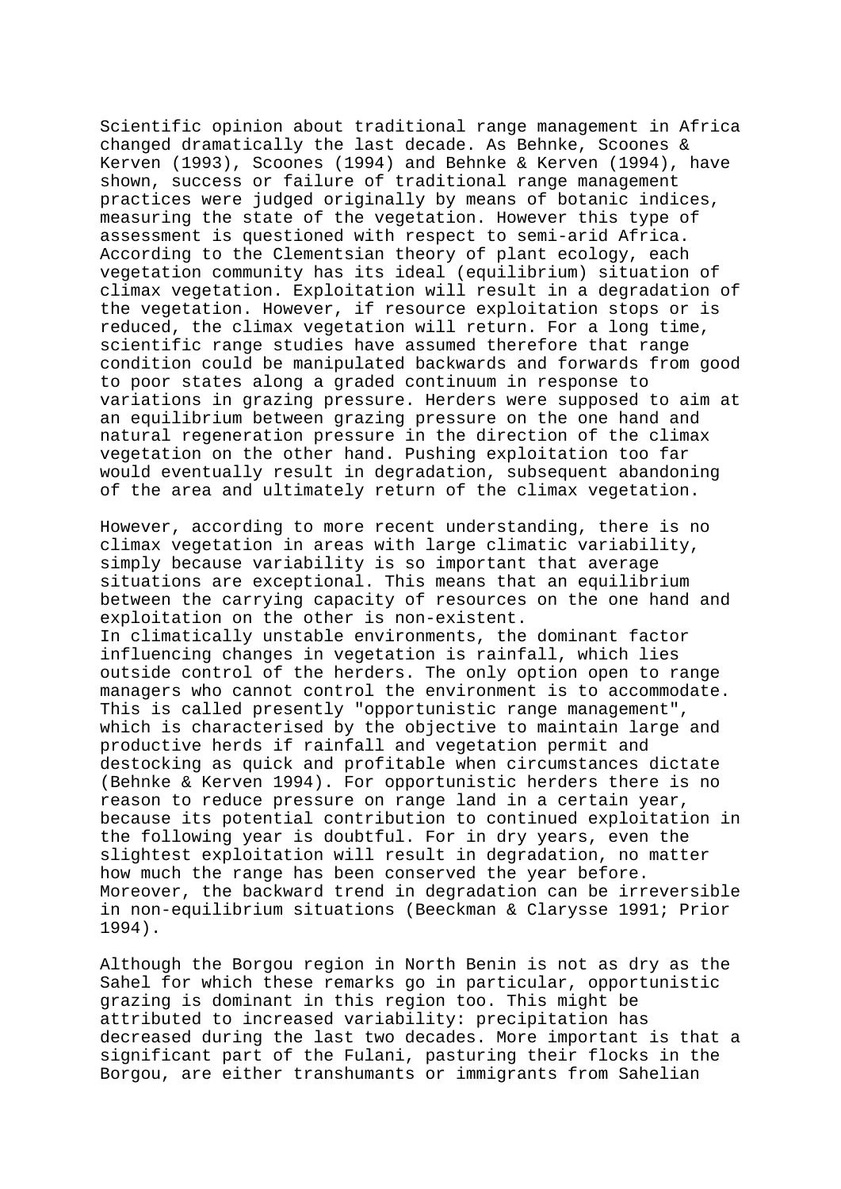Scientific opinion about traditional range management in Africa changed dramatically the last decade. As Behnke, Scoones & Kerven (1993), Scoones (1994) and Behnke & Kerven (1994), have shown, success or failure of traditional range management practices were judged originally by means of botanic indices, measuring the state of the vegetation. However this type of assessment is questioned with respect to semi-arid Africa. According to the Clementsian theory of plant ecology, each vegetation community has its ideal (equilibrium) situation of climax vegetation. Exploitation will result in a degradation of the vegetation. However, if resource exploitation stops or is reduced, the climax vegetation will return. For a long time, scientific range studies have assumed therefore that range condition could be manipulated backwards and forwards from good to poor states along a graded continuum in response to variations in grazing pressure. Herders were supposed to aim at an equilibrium between grazing pressure on the one hand and natural regeneration pressure in the direction of the climax vegetation on the other hand. Pushing exploitation too far would eventually result in degradation, subsequent abandoning of the area and ultimately return of the climax vegetation.

However, according to more recent understanding, there is no climax vegetation in areas with large climatic variability, simply because variability is so important that average situations are exceptional. This means that an equilibrium between the carrying capacity of resources on the one hand and exploitation on the other is non-existent.
In climatically unstable environments, the dominant factor influencing changes in vegetation is rainfall, which lies outside control of the herders. The only option open to range managers who cannot control the environment is to accommodate. This is called presently "opportunistic range management", which is characterised by the objective to maintain large and productive herds if rainfall and vegetation permit and destocking as quick and profitable when circumstances dictate (Behnke & Kerven 1994). For opportunistic herders there is no reason to reduce pressure on range land in a certain year, because its potential contribution to continued exploitation in the following year is doubtful. For in dry years, even the slightest exploitation will result in degradation, no matter how much the range has been conserved the year before. Moreover, the backward trend in degradation can be irreversible in non-equilibrium situations (Beeckman & Clarysse 1991; Prior 1994).

Although the Borgou region in North Benin is not as dry as the Sahel for which these remarks go in particular, opportunistic grazing is dominant in this region too. This might be attributed to increased variability: precipitation has decreased during the last two decades. More important is that a significant part of the Fulani, pasturing their flocks in the Borgou, are either transhumants or immigrants from Sahelian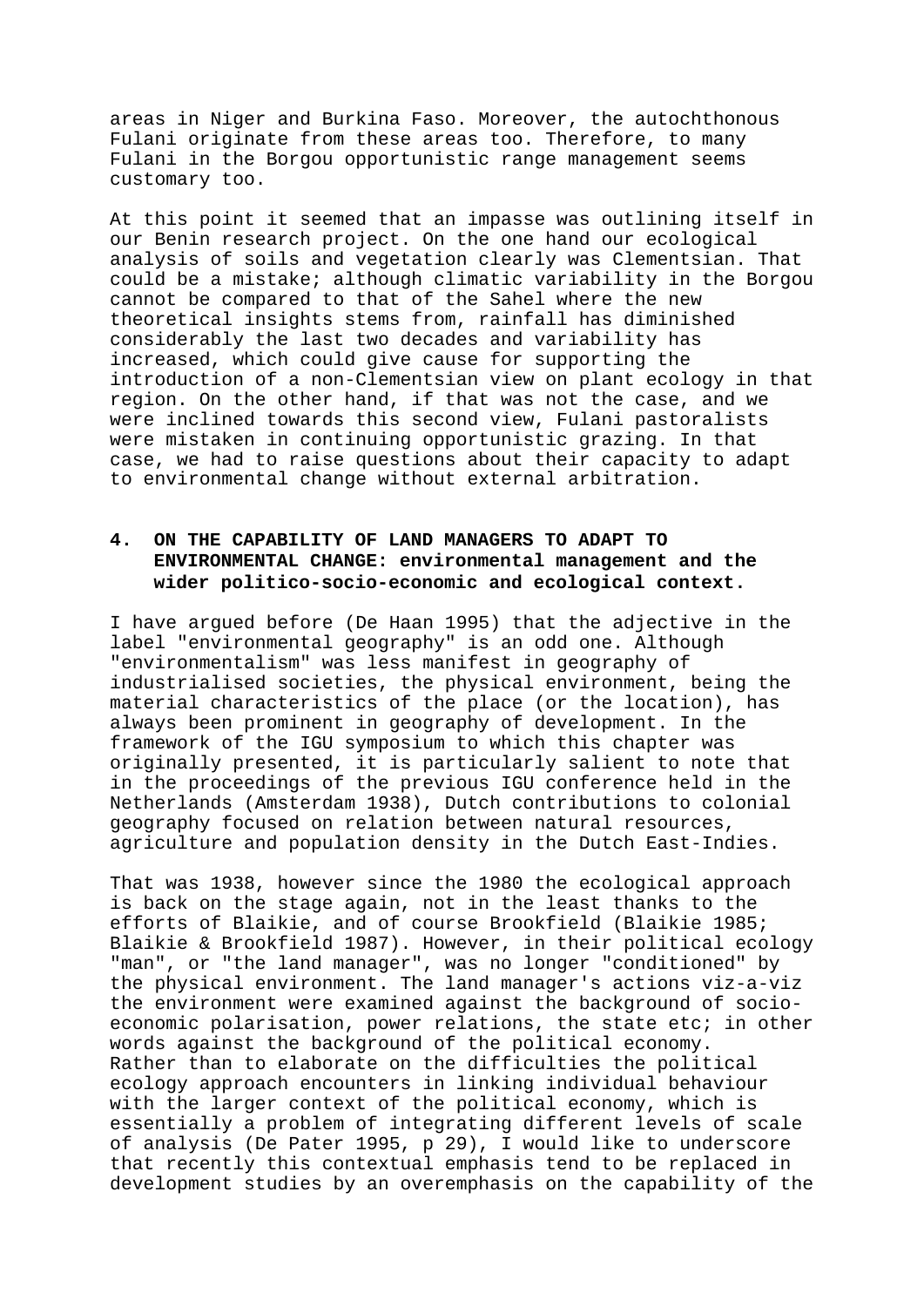areas in Niger and Burkina Faso. Moreover, the autochthonous Fulani originate from these areas too. Therefore, to many Fulani in the Borgou opportunistic range management seems customary too.

At this point it seemed that an impasse was outlining itself in our Benin research project. On the one hand our ecological analysis of soils and vegetation clearly was Clementsian. That could be a mistake; although climatic variability in the Borgou cannot be compared to that of the Sahel where the new theoretical insights stems from, rainfall has diminished considerably the last two decades and variability has increased, which could give cause for supporting the introduction of a non-Clementsian view on plant ecology in that region. On the other hand, if that was not the case, and we were inclined towards this second view, Fulani pastoralists were mistaken in continuing opportunistic grazing. In that case, we had to raise questions about their capacity to adapt to environmental change without external arbitration.

## 4. ON THE CAPABILITY OF LAND MANAGERS TO ADAPT TO ENVIRONMENTAL CHANGE: environmental management and the wider politico-socio-economic and ecological context.

I have argued before (De Haan 1995) that the adjective in the label "environmental geography" is an odd one. Although "environmentalism" was less manifest in geography of industrialised societies, the physical environment, being the material characteristics of the place (or the location), has always been prominent in geography of development. In the framework of the IGU symposium to which this chapter was originally presented, it is particularly salient to note that in the proceedings of the previous IGU conference held in the Netherlands (Amsterdam 1938), Dutch contributions to colonial geography focused on relation between natural resources, agriculture and population density in the Dutch East-Indies.

That was 1938, however since the 1980 the ecological approach is back on the stage again, not in the least thanks to the efforts of Blaikie, and of course Brookfield (Blaikie 1985; Blaikie & Brookfield 1987). However, in their political ecology "man", or "the land manager", was no longer "conditioned" by the physical environment. The land manager's actions viz-a-viz the environment were examined against the background of socio-economic polarisation, power relations, the state etc; in other words against the background of the political economy. Rather than to elaborate on the difficulties the political ecology approach encounters in linking individual behaviour with the larger context of the political economy, which is essentially a problem of integrating different levels of scale of analysis (De Pater 1995, p 29), I would like to underscore that recently this contextual emphasis tend to be replaced in development studies by an overemphasis on the capability of the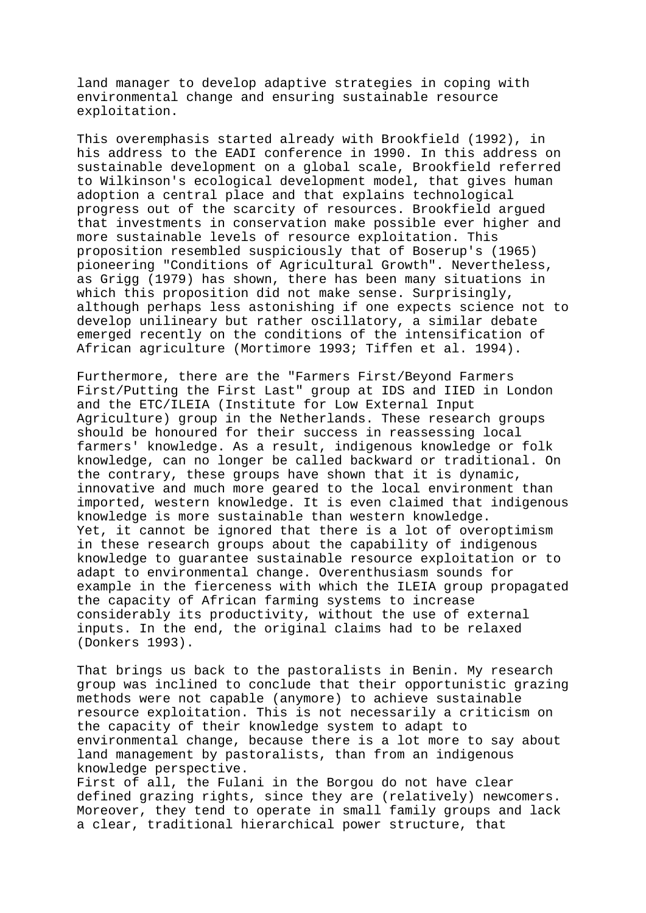land manager to develop adaptive strategies in coping with environmental change and ensuring sustainable resource exploitation.

This overemphasis started already with Brookfield (1992), in his address to the EADI conference in 1990. In this address on sustainable development on a global scale, Brookfield referred to Wilkinson's ecological development model, that gives human adoption a central place and that explains technological progress out of the scarcity of resources. Brookfield argued that investments in conservation make possible ever higher and more sustainable levels of resource exploitation. This proposition resembled suspiciously that of Boserup's (1965) pioneering "Conditions of Agricultural Growth". Nevertheless, as Grigg (1979) has shown, there has been many situations in which this proposition did not make sense. Surprisingly, although perhaps less astonishing if one expects science not to develop unilineary but rather oscillatory, a similar debate emerged recently on the conditions of the intensification of African agriculture (Mortimore 1993; Tiffen et al. 1994).

Furthermore, there are the "Farmers First/Beyond Farmers First/Putting the First Last" group at IDS and IIED in London and the ETC/ILEIA (Institute for Low External Input Agriculture) group in the Netherlands. These research groups should be honoured for their success in reassessing local farmers' knowledge. As a result, indigenous knowledge or folk knowledge, can no longer be called backward or traditional. On the contrary, these groups have shown that it is dynamic, innovative and much more geared to the local environment than imported, western knowledge. It is even claimed that indigenous knowledge is more sustainable than western knowledge.
Yet, it cannot be ignored that there is a lot of overoptimism in these research groups about the capability of indigenous knowledge to guarantee sustainable resource exploitation or to adapt to environmental change. Overenthusiasm sounds for example in the fierceness with which the ILEIA group propagated the capacity of African farming systems to increase considerably its productivity, without the use of external inputs. In the end, the original claims had to be relaxed (Donkers 1993).

That brings us back to the pastoralists in Benin. My research group was inclined to conclude that their opportunistic grazing methods were not capable (anymore) to achieve sustainable resource exploitation. This is not necessarily a criticism on the capacity of their knowledge system to adapt to environmental change, because there is a lot more to say about land management by pastoralists, than from an indigenous knowledge perspective.
First of all, the Fulani in the Borgou do not have clear defined grazing rights, since they are (relatively) newcomers. Moreover, they tend to operate in small family groups and lack a clear, traditional hierarchical power structure, that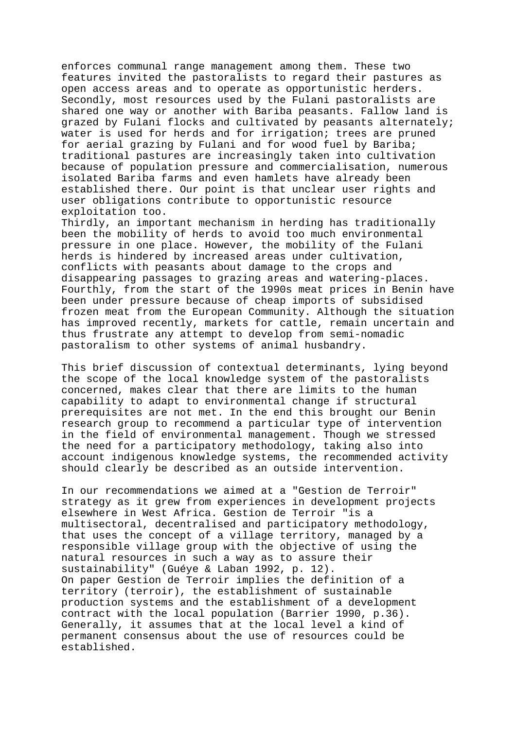enforces communal range management among them. These two features invited the pastoralists to regard their pastures as open access areas and to operate as opportunistic herders. Secondly, most resources used by the Fulani pastoralists are shared one way or another with Bariba peasants. Fallow land is grazed by Fulani flocks and cultivated by peasants alternately; water is used for herds and for irrigation; trees are pruned for aerial grazing by Fulani and for wood fuel by Bariba; traditional pastures are increasingly taken into cultivation because of population pressure and commercialisation, numerous isolated Bariba farms and even hamlets have already been established there. Our point is that unclear user rights and user obligations contribute to opportunistic resource exploitation too.

Thirdly, an important mechanism in herding has traditionally been the mobility of herds to avoid too much environmental pressure in one place. However, the mobility of the Fulani herds is hindered by increased areas under cultivation, conflicts with peasants about damage to the crops and disappearing passages to grazing areas and watering-places. Fourthly, from the start of the 1990s meat prices in Benin have been under pressure because of cheap imports of subsidised frozen meat from the European Community. Although the situation has improved recently, markets for cattle, remain uncertain and thus frustrate any attempt to develop from semi-nomadic pastoralism to other systems of animal husbandry.

This brief discussion of contextual determinants, lying beyond the scope of the local knowledge system of the pastoralists concerned, makes clear that there are limits to the human capability to adapt to environmental change if structural prerequisites are not met. In the end this brought our Benin research group to recommend a particular type of intervention in the field of environmental management. Though we stressed the need for a participatory methodology, taking also into account indigenous knowledge systems, the recommended activity should clearly be described as an outside intervention.

In our recommendations we aimed at a "Gestion de Terroir" strategy as it grew from experiences in development projects elsewhere in West Africa. Gestion de Terroir "is a multisectoral, decentralised and participatory methodology, that uses the concept of a village territory, managed by a responsible village group with the objective of using the natural resources in such a way as to assure their sustainability" (Guéye & Laban 1992, p. 12).

On paper Gestion de Terroir implies the definition of a territory (terroir), the establishment of sustainable production systems and the establishment of a development contract with the local population (Barrier 1990, p.36). Generally, it assumes that at the local level a kind of permanent consensus about the use of resources could be established.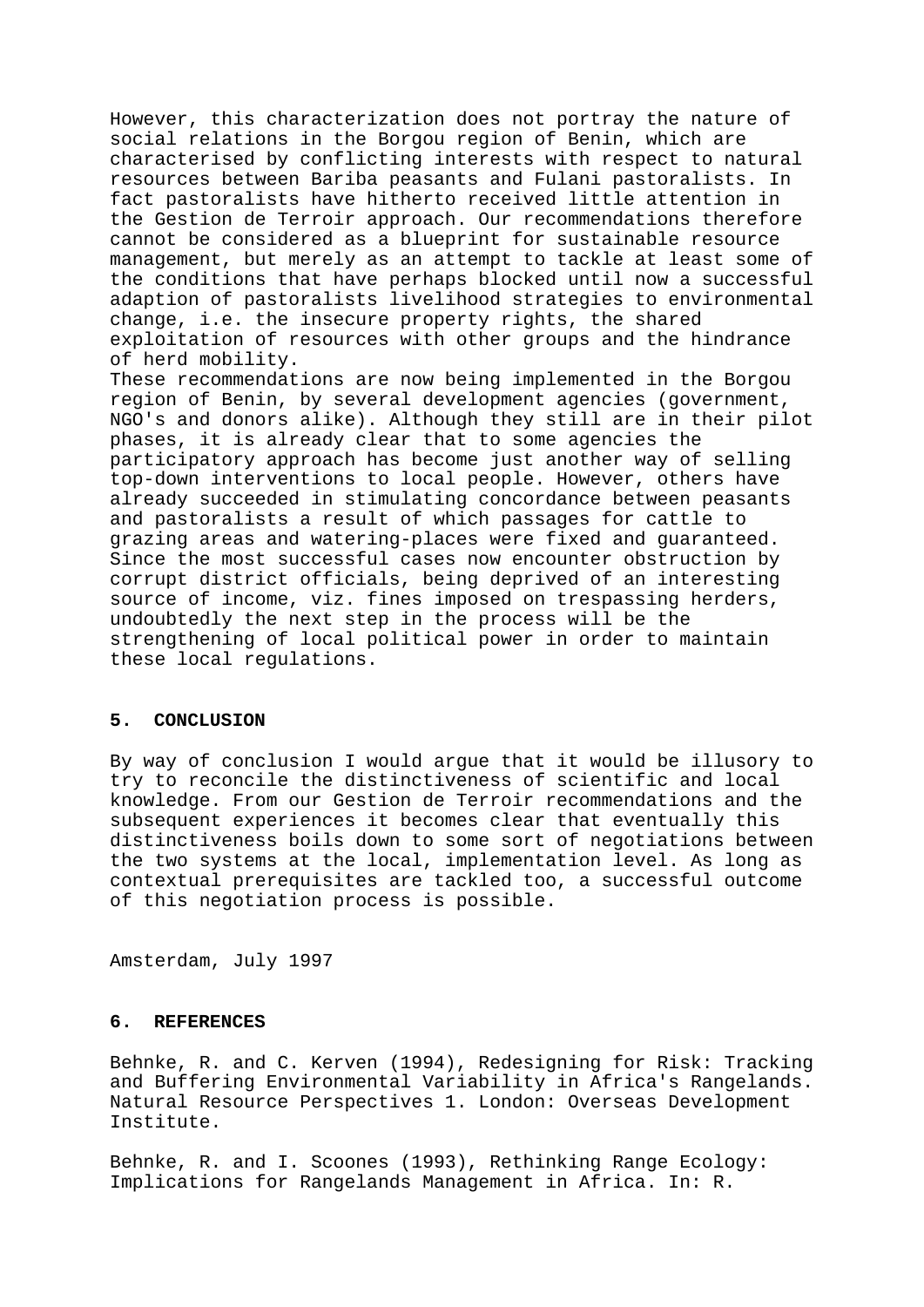However, this characterization does not portray the nature of social relations in the Borgou region of Benin, which are characterised by conflicting interests with respect to natural resources between Bariba peasants and Fulani pastoralists. In fact pastoralists have hitherto received little attention in the Gestion de Terroir approach. Our recommendations therefore cannot be considered as a blueprint for sustainable resource management, but merely as an attempt to tackle at least some of the conditions that have perhaps blocked until now a successful adaption of pastoralists livelihood strategies to environmental change, i.e. the insecure property rights, the shared exploitation of resources with other groups and the hindrance of herd mobility.
These recommendations are now being implemented in the Borgou region of Benin, by several development agencies (government, NGO's and donors alike). Although they still are in their pilot phases, it is already clear that to some agencies the participatory approach has become just another way of selling top-down interventions to local people. However, others have already succeeded in stimulating concordance between peasants and pastoralists a result of which passages for cattle to grazing areas and watering-places were fixed and guaranteed. Since the most successful cases now encounter obstruction by corrupt district officials, being deprived of an interesting source of income, viz. fines imposed on trespassing herders, undoubtedly the next step in the process will be the strengthening of local political power in order to maintain these local regulations.

## 5. CONCLUSION

By way of conclusion I would argue that it would be illusory to try to reconcile the distinctiveness of scientific and local knowledge. From our Gestion de Terroir recommendations and the subsequent experiences it becomes clear that eventually this distinctiveness boils down to some sort of negotiations between the two systems at the local, implementation level. As long as contextual prerequisites are tackled too, a successful outcome of this negotiation process is possible.

Amsterdam, July 1997

## 6. REFERENCES

Behnke, R. and C. Kerven (1994), Redesigning for Risk: Tracking and Buffering Environmental Variability in Africa's Rangelands. Natural Resource Perspectives 1. London: Overseas Development Institute.

Behnke, R. and I. Scoones (1993), Rethinking Range Ecology: Implications for Rangelands Management in Africa. In: R.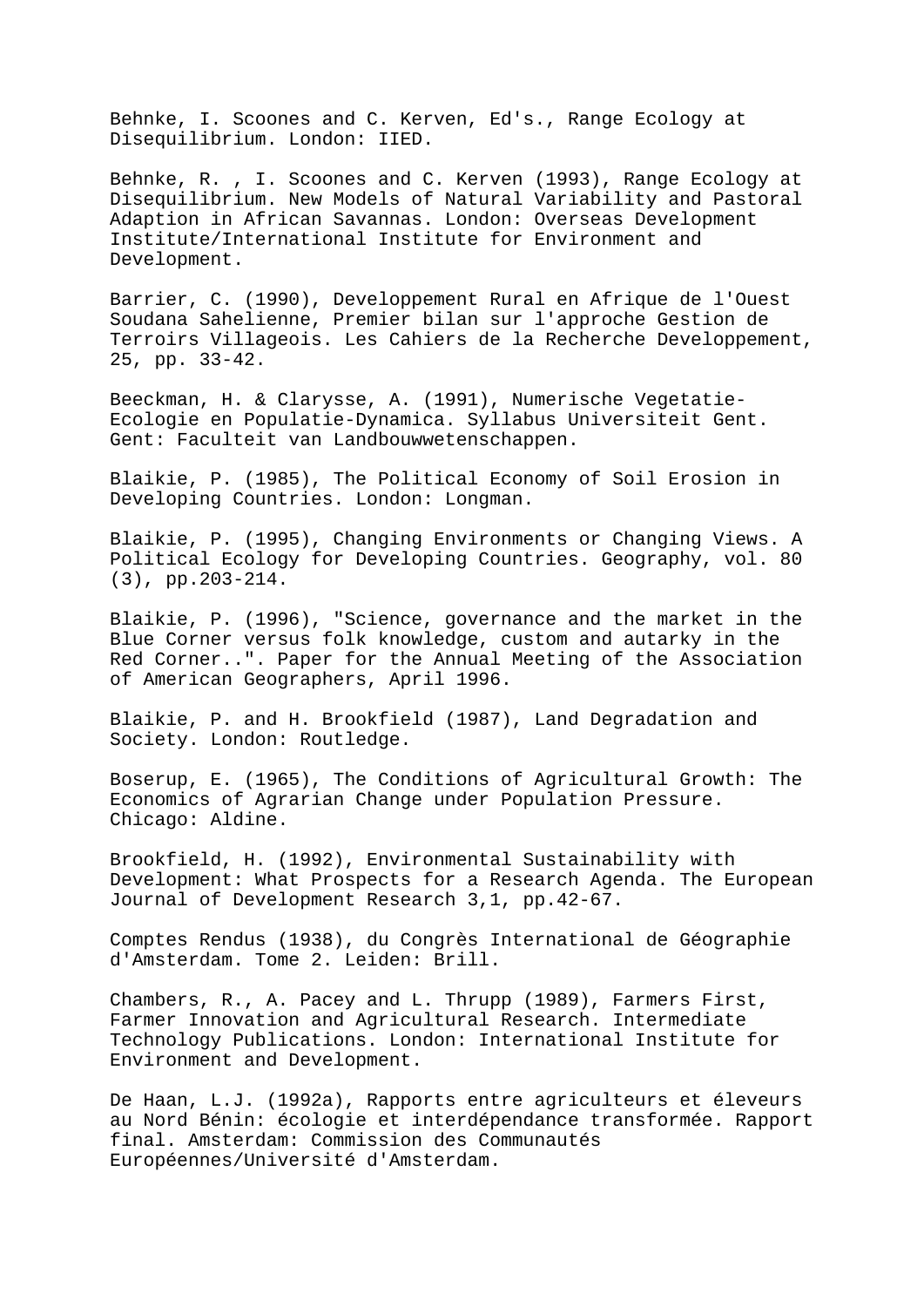Behnke, I. Scoones and C. Kerven, Ed's., Range Ecology at Disequilibrium. London: IIED.

Behnke, R. , I. Scoones and C. Kerven (1993), Range Ecology at Disequilibrium. New Models of Natural Variability and Pastoral Adaption in African Savannas. London: Overseas Development Institute/International Institute for Environment and Development.

Barrier, C. (1990), Developpement Rural en Afrique de l'Ouest Soudana Sahelienne, Premier bilan sur l'approche Gestion de Terroirs Villageois. Les Cahiers de la Recherche Developpement, 25, pp. 33-42.

Beeckman, H. & Clarysse, A. (1991), Numerische Vegetatie-Ecologie en Populatie-Dynamica. Syllabus Universiteit Gent. Gent: Faculteit van Landbouwwetenschappen.

Blaikie, P. (1985), The Political Economy of Soil Erosion in Developing Countries. London: Longman.

Blaikie, P. (1995), Changing Environments or Changing Views. A Political Ecology for Developing Countries. Geography, vol. 80 (3), pp.203-214.

Blaikie, P. (1996), "Science, governance and the market in the Blue Corner versus folk knowledge, custom and autarky in the Red Corner..". Paper for the Annual Meeting of the Association of American Geographers, April 1996.

Blaikie, P. and H. Brookfield (1987), Land Degradation and Society. London: Routledge.

Boserup, E. (1965), The Conditions of Agricultural Growth: The Economics of Agrarian Change under Population Pressure. Chicago: Aldine.

Brookfield, H. (1992), Environmental Sustainability with Development: What Prospects for a Research Agenda. The European Journal of Development Research 3,1, pp.42-67.

Comptes Rendus (1938), du Congrès International de Géographie d'Amsterdam. Tome 2. Leiden: Brill.

Chambers, R., A. Pacey and L. Thrupp (1989), Farmers First, Farmer Innovation and Agricultural Research. Intermediate Technology Publications. London: International Institute for Environment and Development.

De Haan, L.J. (1992a), Rapports entre agriculteurs et éleveurs au Nord Bénin: écologie et interdépendance transformée. Rapport final. Amsterdam: Commission des Communautés Européennes/Université d'Amsterdam.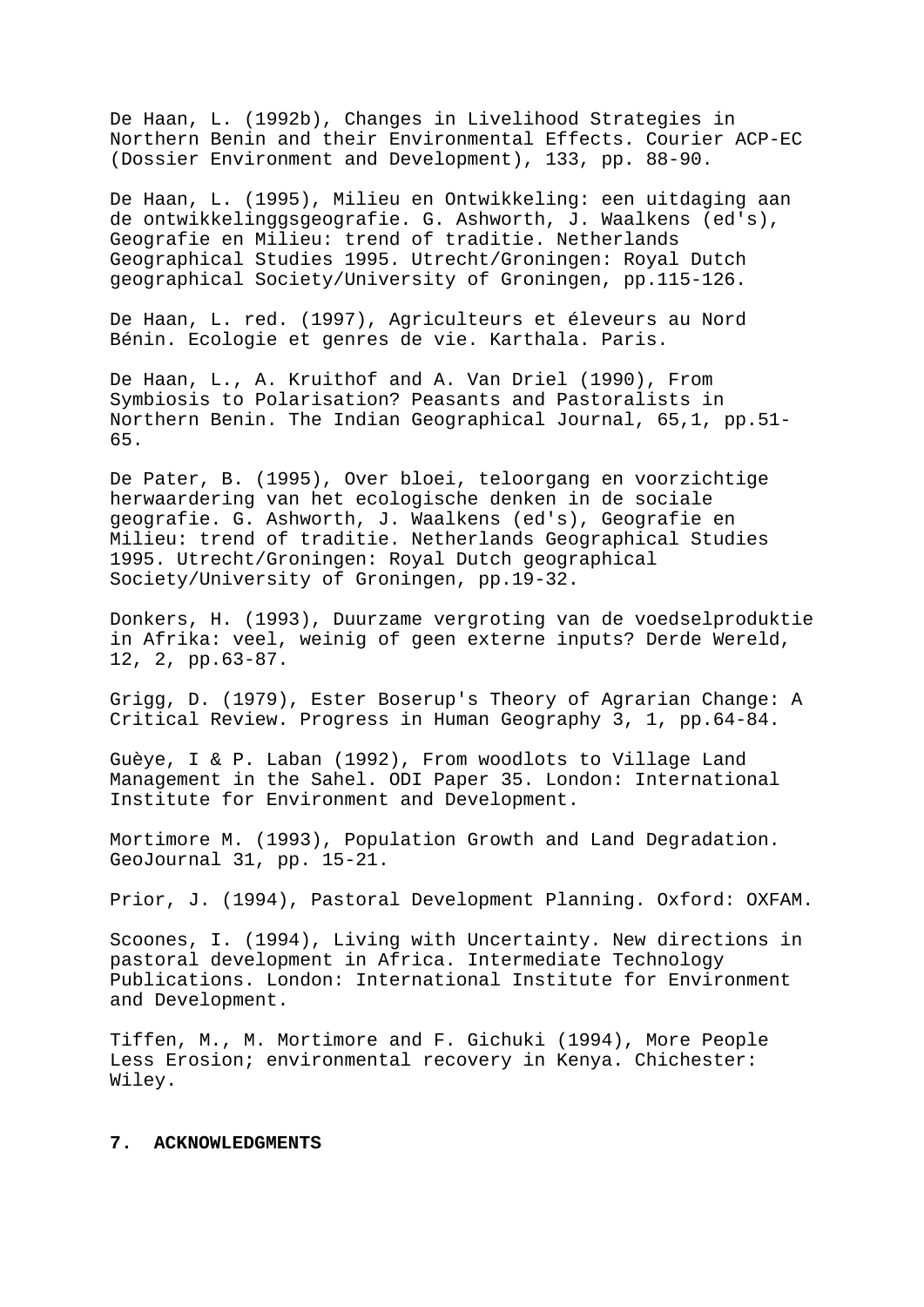De Haan, L. (1992b), Changes in Livelihood Strategies in Northern Benin and their Environmental Effects. Courier ACP-EC (Dossier Environment and Development), 133, pp. 88-90.

De Haan, L. (1995), Milieu en Ontwikkeling: een uitdaging aan de ontwikkelinggsgeografie. G. Ashworth, J. Waalkens (ed's), Geografie en Milieu: trend of traditie. Netherlands Geographical Studies 1995. Utrecht/Groningen: Royal Dutch geographical Society/University of Groningen, pp.115-126.

De Haan, L. red. (1997), Agriculteurs et éleveurs au Nord Bénin. Ecologie et genres de vie. Karthala. Paris.

De Haan, L., A. Kruithof and A. Van Driel (1990), From Symbiosis to Polarisation? Peasants and Pastoralists in Northern Benin. The Indian Geographical Journal, 65,1, pp.51-65.

De Pater, B. (1995), Over bloei, teloorgang en voorzichtige herwaardering van het ecologische denken in de sociale geografie. G. Ashworth, J. Waalkens (ed's), Geografie en Milieu: trend of traditie. Netherlands Geographical Studies 1995. Utrecht/Groningen: Royal Dutch geographical Society/University of Groningen, pp.19-32.

Donkers, H. (1993), Duurzame vergroting van de voedselproduktie in Afrika: veel, weinig of geen externe inputs? Derde Wereld, 12, 2, pp.63-87.

Grigg, D. (1979), Ester Boserup's Theory of Agrarian Change: A Critical Review. Progress in Human Geography 3, 1, pp.64-84.

Guèye, I & P. Laban (1992), From woodlots to Village Land Management in the Sahel. ODI Paper 35. London: International Institute for Environment and Development.

Mortimore M. (1993), Population Growth and Land Degradation. GeoJournal 31, pp. 15-21.

Prior, J. (1994), Pastoral Development Planning. Oxford: OXFAM.

Scoones, I. (1994), Living with Uncertainty. New directions in pastoral development in Africa. Intermediate Technology Publications. London: International Institute for Environment and Development.

Tiffen, M., M. Mortimore and F. Gichuki (1994), More People Less Erosion; environmental recovery in Kenya. Chichester: Wiley.

## 7. ACKNOWLEDGMENTS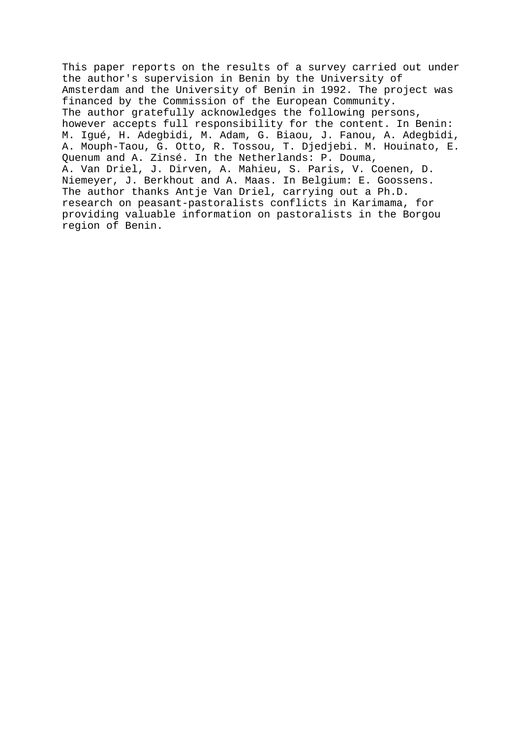This paper reports on the results of a survey carried out under the author's supervision in Benin by the University of Amsterdam and the University of Benin in 1992. The project was financed by the Commission of the European Community.

The author gratefully acknowledges the following persons, however accepts full responsibility for the content. In Benin: M. Igué, H. Adegbidi, M. Adam, G. Biaou, J. Fanou, A. Adegbidi, A. Mouph-Taou, G. Otto, R. Tossou, T. Djedjebi. M. Houinato, E. Quenum and A. Zinsé. In the Netherlands: P. Douma, A. Van Driel, J. Dirven, A. Mahieu, S. Paris, V. Coenen, D. Niemeyer, J. Berkhout and A. Maas. In Belgium: E. Goossens.

The author thanks Antje Van Driel, carrying out a Ph.D. research on peasant-pastoralists conflicts in Karimama, for providing valuable information on pastoralists in the Borgou region of Benin.